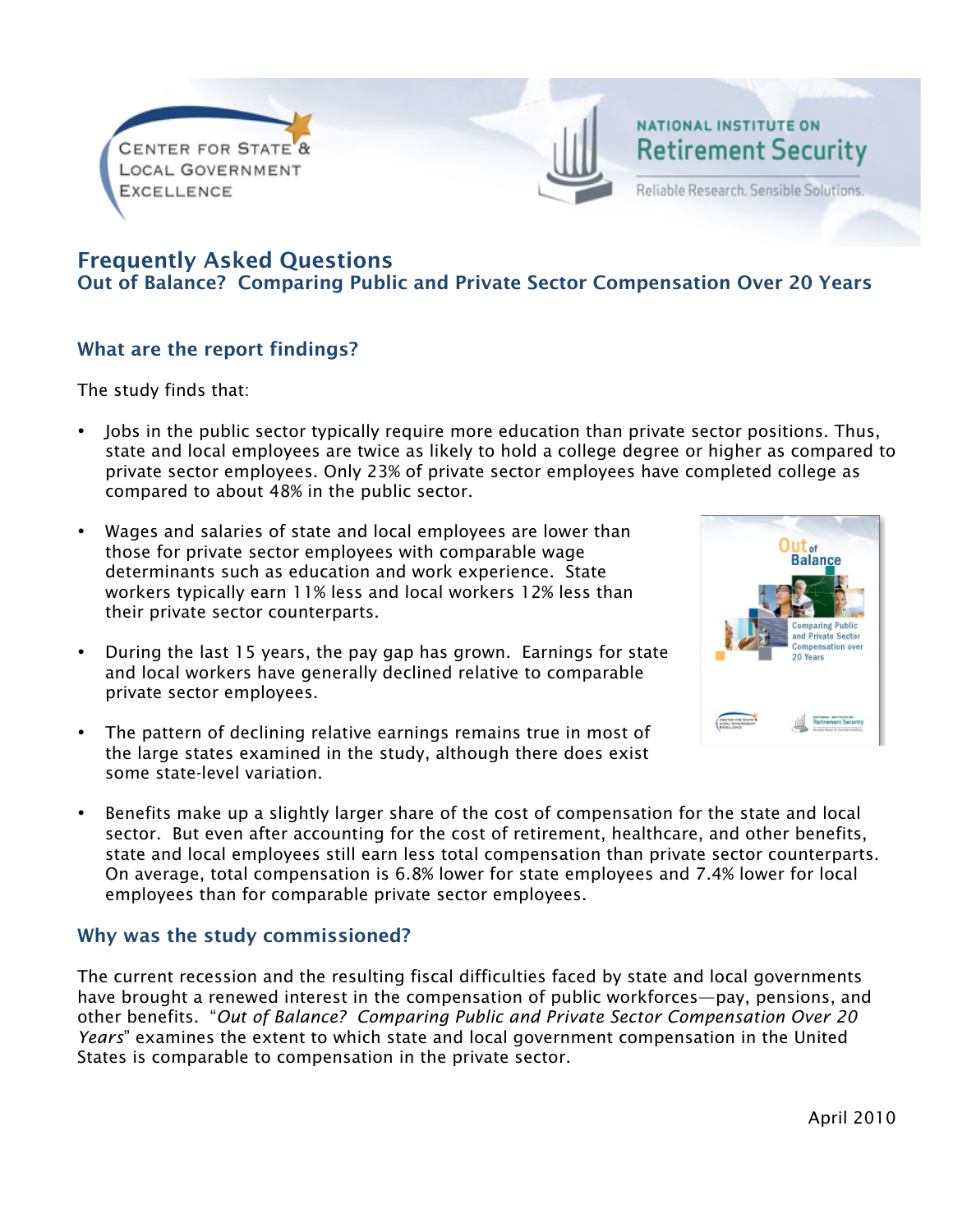CENTER FOR STATE & LOCAL GOVERNMENT EXCELLENCE

NATIONAL INSTITUTE ON Retirement Security

Reliable Research. Sensible Solutions.

# Frequently Asked Questions

## Out of Balance? Comparing Public and Private Sector Compensation Over 20 Years

### What are the report findings?

The study finds that:

- Jobs in the public sector typically require more education than private sector positions. Thus, state and local employees are twice as likely to hold a college degree or higher as compared to private sector employees. Only 23% of private sector employees have completed college as compared to about 48% in the public sector.

- Wages and salaries of state and local employees are lower than those for private sector employees with comparable wage determinants such as education and work experience. State workers typically earn 11% less and local workers 12% less than their private sector counterparts.

- During the last 15 years, the pay gap has grown. Earnings for state and local workers have generally declined relative to comparable private sector employees.

- The pattern of declining relative earnings remains true in most of the large states examined in the study, although there does exist some state-level variation.

- Benefits make up a slightly larger share of the cost of compensation for the state and local sector. But even after accounting for the cost of retirement, healthcare, and other benefits, state and local employees still earn less total compensation than private sector counterparts. On average, total compensation is 6.8% lower for state employees and 7.4% lower for local employees than for comparable private sector employees.

### Why was the study commissioned?

The current recession and the resulting fiscal difficulties faced by state and local governments have brought a renewed interest in the compensation of public workforces—pay, pensions, and other benefits. "*Out of Balance? Comparing Public and Private Sector Compensation Over 20 Years*" examines the extent to which state and local government compensation in the United States is comparable to compensation in the private sector.

April 2010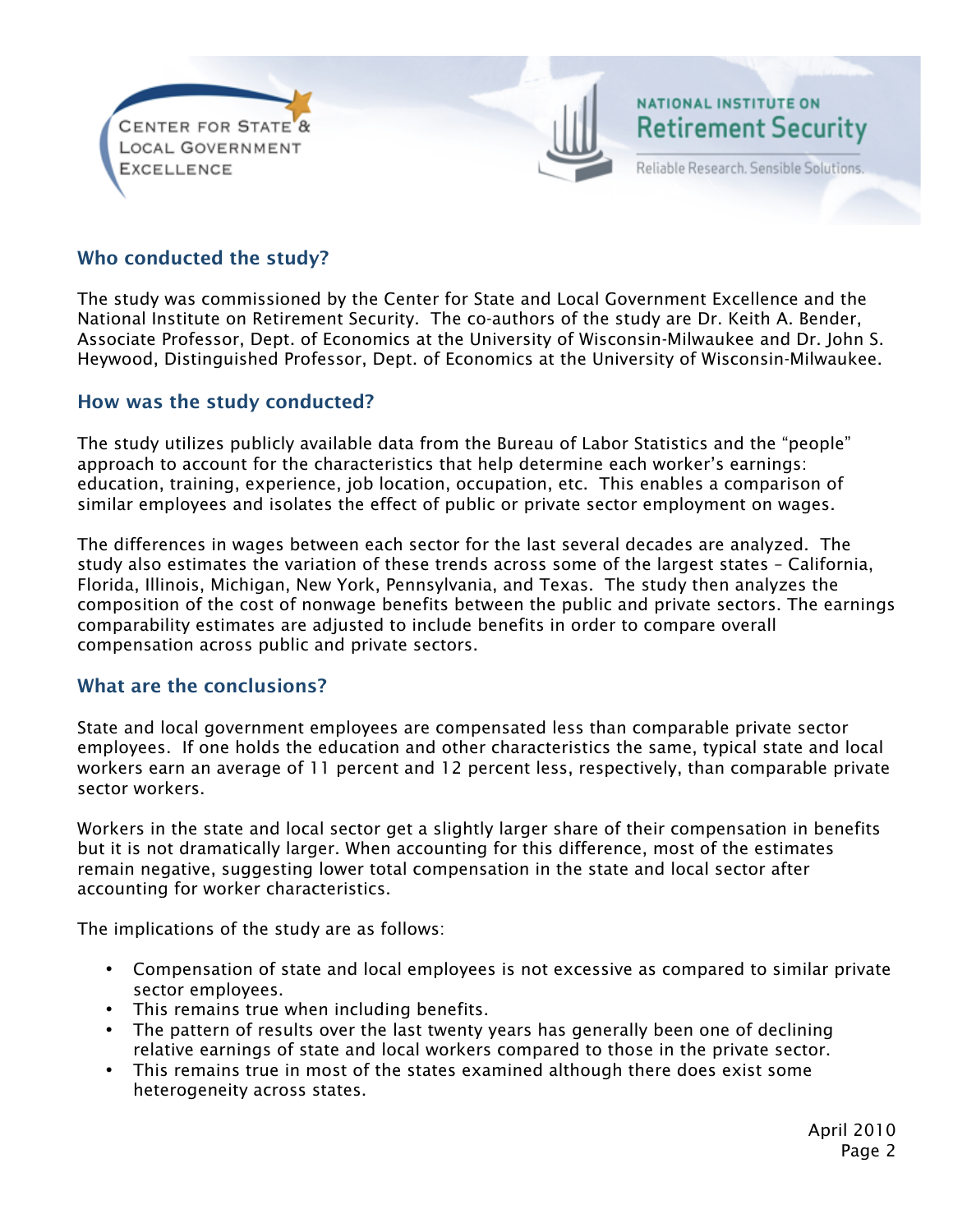## Who conducted the study?

The study was commissioned by the Center for State and Local Government Excellence and the National Institute on Retirement Security. The co-authors of the study are Dr. Keith A. Bender, Associate Professor, Dept. of Economics at the University of Wisconsin-Milwaukee and Dr. John S. Heywood, Distinguished Professor, Dept. of Economics at the University of Wisconsin-Milwaukee.

## How was the study conducted?

The study utilizes publicly available data from the Bureau of Labor Statistics and the "people" approach to account for the characteristics that help determine each worker's earnings: education, training, experience, job location, occupation, etc. This enables a comparison of similar employees and isolates the effect of public or private sector employment on wages.

The differences in wages between each sector for the last several decades are analyzed. The study also estimates the variation of these trends across some of the largest states – California, Florida, Illinois, Michigan, New York, Pennsylvania, and Texas. The study then analyzes the composition of the cost of nonwage benefits between the public and private sectors. The earnings comparability estimates are adjusted to include benefits in order to compare overall compensation across public and private sectors.

## What are the conclusions?

State and local government employees are compensated less than comparable private sector employees. If one holds the education and other characteristics the same, typical state and local workers earn an average of 11 percent and 12 percent less, respectively, than comparable private sector workers.

Workers in the state and local sector get a slightly larger share of their compensation in benefits but it is not dramatically larger. When accounting for this difference, most of the estimates remain negative, suggesting lower total compensation in the state and local sector after accounting for worker characteristics.

The implications of the study are as follows:

- Compensation of state and local employees is not excessive as compared to similar private sector employees.
- This remains true when including benefits.
- The pattern of results over the last twenty years has generally been one of declining relative earnings of state and local workers compared to those in the private sector.
- This remains true in most of the states examined although there does exist some heterogeneity across states.

April 2010